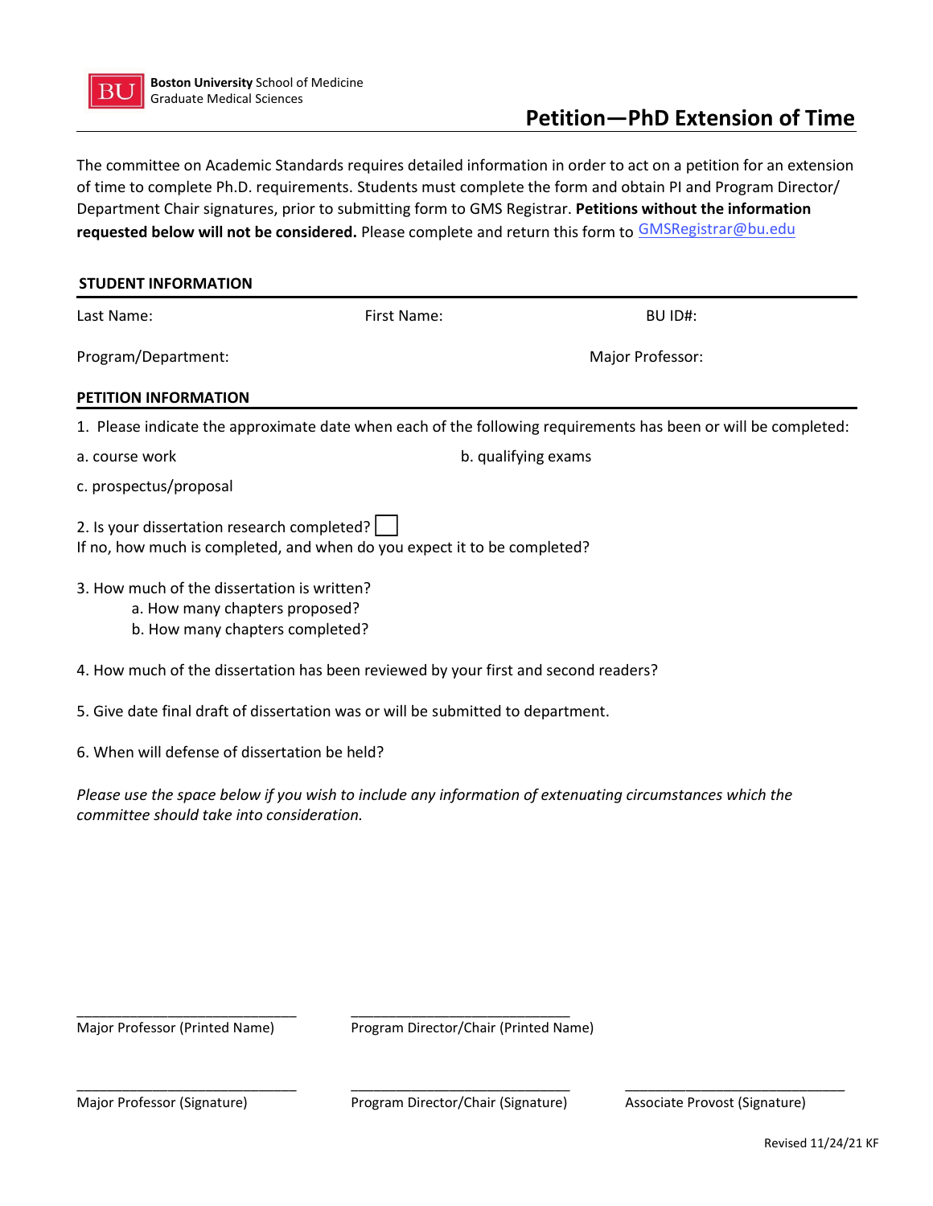Boston University School of Medicine
Graduate Medical Sciences

# Petition—PhD Extension of Time

The committee on Academic Standards requires detailed information in order to act on a petition for an extension of time to complete Ph.D. requirements. Students must complete the form and obtain PI and Program Director/ Department Chair signatures, prior to submitting form to GMS Registrar. **Petitions without the information requested below will not be considered.** Please complete and return this form to GMSRegistrar@bu.edu

## STUDENT INFORMATION

Last Name: First Name: BU ID#:

Program/Department: Major Professor:

## PETITION INFORMATION

1. Please indicate the approximate date when each of the following requirements has been or will be completed:

a. course work

b. qualifying exams

c. prospectus/proposal

2. Is your dissertation research completed? ☐
If no, how much is completed, and when do you expect it to be completed?

3. How much of the dissertation is written?
   a. How many chapters proposed?
   b. How many chapters completed?

4. How much of the dissertation has been reviewed by your first and second readers?

5. Give date final draft of dissertation was or will be submitted to department.

6. When will defense of dissertation be held?

*Please use the space below if you wish to include any information of extenuating circumstances which the committee should take into consideration.*

\_\_\_\_\_\_\_\_\_\_\_\_\_\_\_\_\_\_\_\_\_\_\_\_\_\_\_\_\_ Major Professor (Printed Name)

\_\_\_\_\_\_\_\_\_\_\_\_\_\_\_\_\_\_\_\_\_\_\_\_\_\_\_\_\_ Program Director/Chair (Printed Name)

\_\_\_\_\_\_\_\_\_\_\_\_\_\_\_\_\_\_\_\_\_\_\_\_\_\_\_\_\_ Major Professor (Signature)

\_\_\_\_\_\_\_\_\_\_\_\_\_\_\_\_\_\_\_\_\_\_\_\_\_\_\_\_\_ Program Director/Chair (Signature)

\_\_\_\_\_\_\_\_\_\_\_\_\_\_\_\_\_\_\_\_\_\_\_\_\_\_\_\_\_ Associate Provost (Signature)

Revised 11/24/21 KF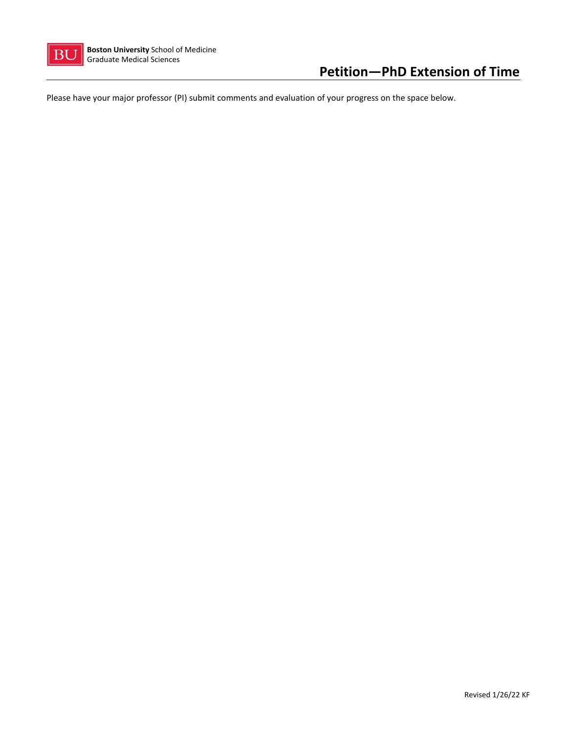**Boston University** School of Medicine
Graduate Medical Sciences

# Petition—PhD Extension of Time

Please have your major professor (PI) submit comments and evaluation of your progress on the space below.

Revised 1/26/22 KF